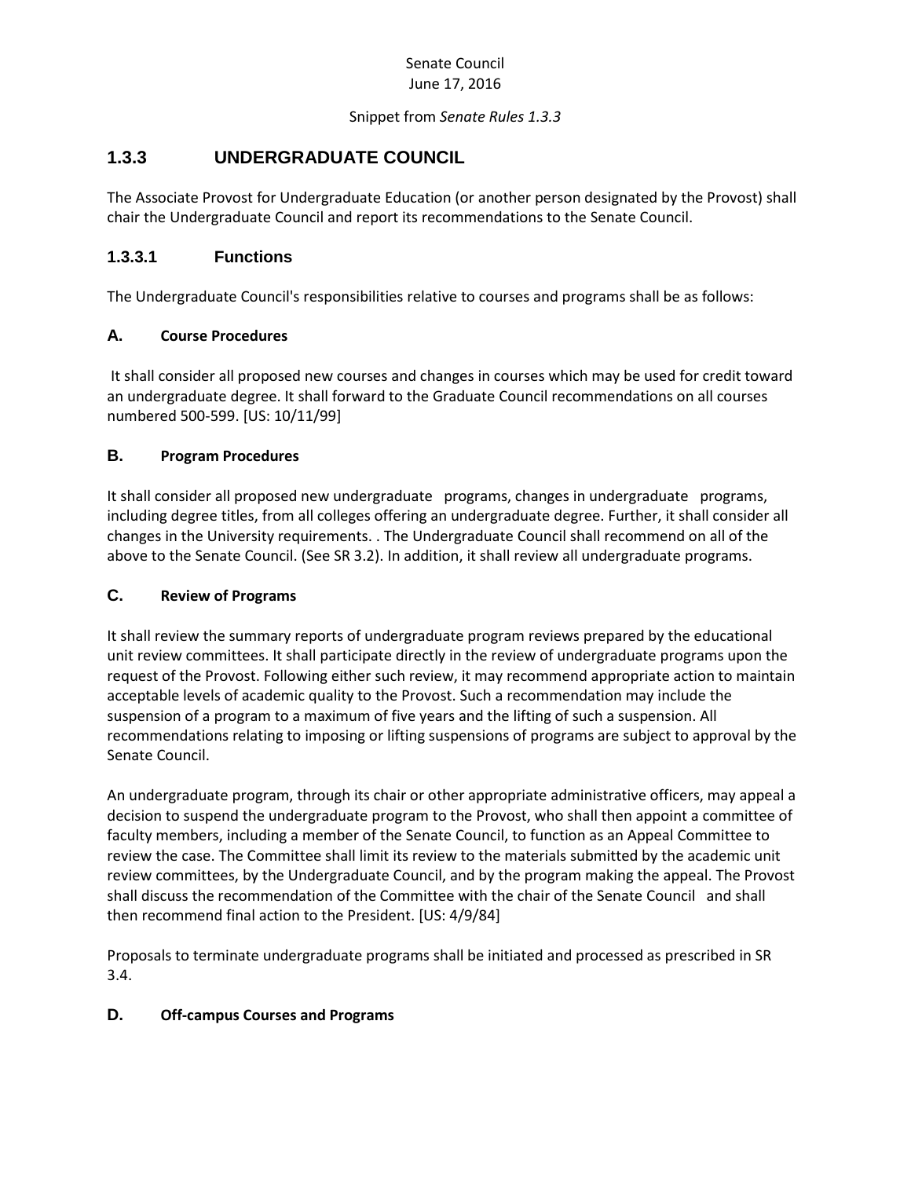Senate Council
June 17, 2016

Snippet from *Senate Rules 1.3.3*

## 1.3.3 UNDERGRADUATE COUNCIL

The Associate Provost for Undergraduate Education (or another person designated by the Provost) shall chair the Undergraduate Council and report its recommendations to the Senate Council.

### 1.3.3.1 Functions

The Undergraduate Council's responsibilities relative to courses and programs shall be as follows:

#### A. Course Procedures

It shall consider all proposed new courses and changes in courses which may be used for credit toward an undergraduate degree. It shall forward to the Graduate Council recommendations on all courses numbered 500-599. [US: 10/11/99]

#### B. Program Procedures

It shall consider all proposed new undergraduate programs, changes in undergraduate programs, including degree titles, from all colleges offering an undergraduate degree. Further, it shall consider all changes in the University requirements. . The Undergraduate Council shall recommend on all of the above to the Senate Council. (See SR 3.2). In addition, it shall review all undergraduate programs.

#### C. Review of Programs

It shall review the summary reports of undergraduate program reviews prepared by the educational unit review committees. It shall participate directly in the review of undergraduate programs upon the request of the Provost. Following either such review, it may recommend appropriate action to maintain acceptable levels of academic quality to the Provost. Such a recommendation may include the suspension of a program to a maximum of five years and the lifting of such a suspension. All recommendations relating to imposing or lifting suspensions of programs are subject to approval by the Senate Council.

An undergraduate program, through its chair or other appropriate administrative officers, may appeal a decision to suspend the undergraduate program to the Provost, who shall then appoint a committee of faculty members, including a member of the Senate Council, to function as an Appeal Committee to review the case. The Committee shall limit its review to the materials submitted by the academic unit review committees, by the Undergraduate Council, and by the program making the appeal. The Provost shall discuss the recommendation of the Committee with the chair of the Senate Council and shall then recommend final action to the President. [US: 4/9/84]

Proposals to terminate undergraduate programs shall be initiated and processed as prescribed in SR 3.4.

#### D. Off-campus Courses and Programs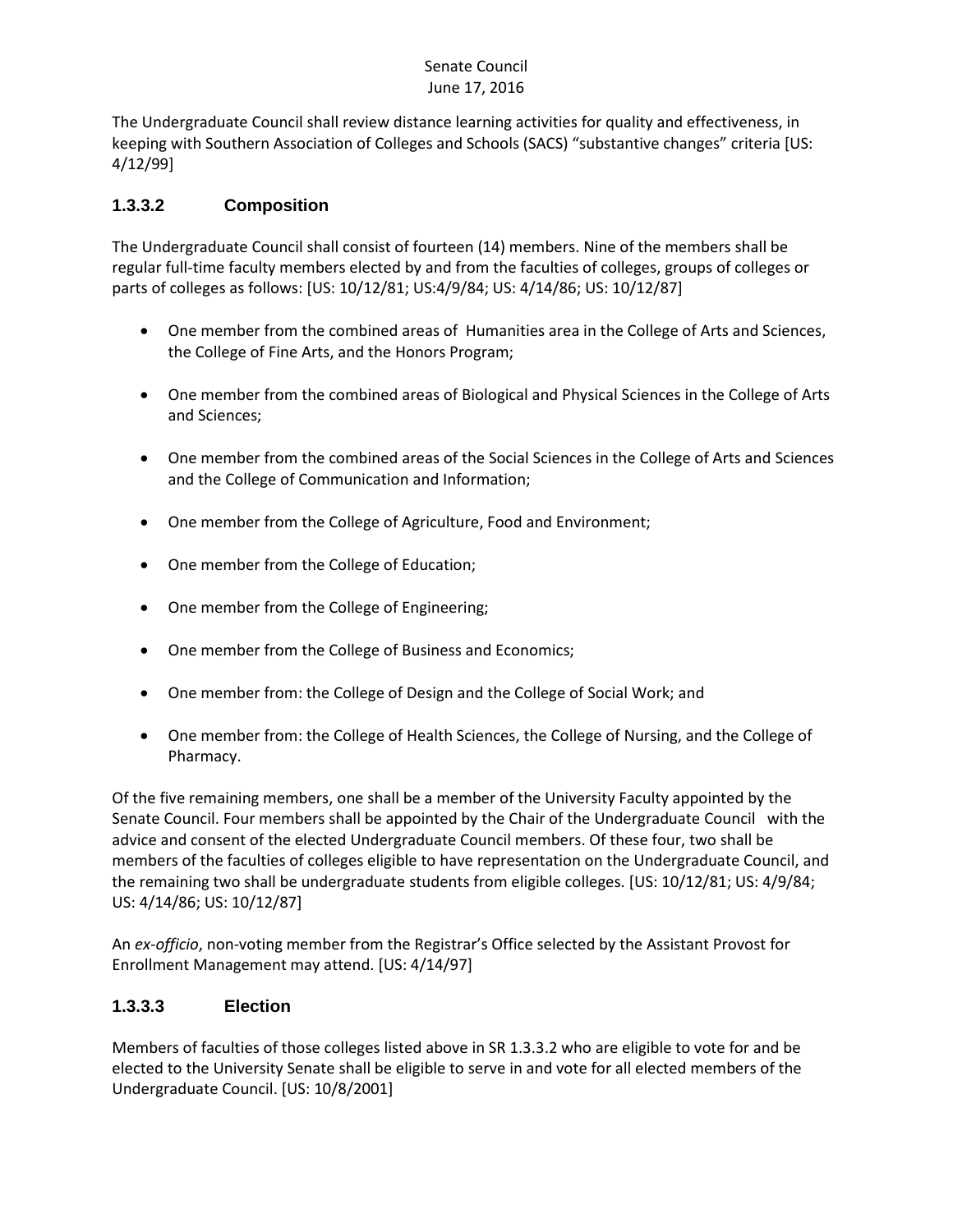The Undergraduate Council shall review distance learning activities for quality and effectiveness, in keeping with Southern Association of Colleges and Schools (SACS) "substantive changes" criteria [US: 4/12/99]

### 1.3.3.2 Composition

The Undergraduate Council shall consist of fourteen (14) members. Nine of the members shall be regular full-time faculty members elected by and from the faculties of colleges, groups of colleges or parts of colleges as follows: [US: 10/12/81; US:4/9/84; US: 4/14/86; US: 10/12/87]

- One member from the combined areas of Humanities area in the College of Arts and Sciences, the College of Fine Arts, and the Honors Program;
- One member from the combined areas of Biological and Physical Sciences in the College of Arts and Sciences;
- One member from the combined areas of the Social Sciences in the College of Arts and Sciences and the College of Communication and Information;
- One member from the College of Agriculture, Food and Environment;
- One member from the College of Education;
- One member from the College of Engineering;
- One member from the College of Business and Economics;
- One member from: the College of Design and the College of Social Work; and
- One member from: the College of Health Sciences, the College of Nursing, and the College of Pharmacy.

Of the five remaining members, one shall be a member of the University Faculty appointed by the Senate Council. Four members shall be appointed by the Chair of the Undergraduate Council with the advice and consent of the elected Undergraduate Council members. Of these four, two shall be members of the faculties of colleges eligible to have representation on the Undergraduate Council, and the remaining two shall be undergraduate students from eligible colleges. [US: 10/12/81; US: 4/9/84; US: 4/14/86; US: 10/12/87]

An *ex-officio*, non-voting member from the Registrar's Office selected by the Assistant Provost for Enrollment Management may attend. [US: 4/14/97]

### 1.3.3.3 Election

Members of faculties of those colleges listed above in SR 1.3.3.2 who are eligible to vote for and be elected to the University Senate shall be eligible to serve in and vote for all elected members of the Undergraduate Council. [US: 10/8/2001]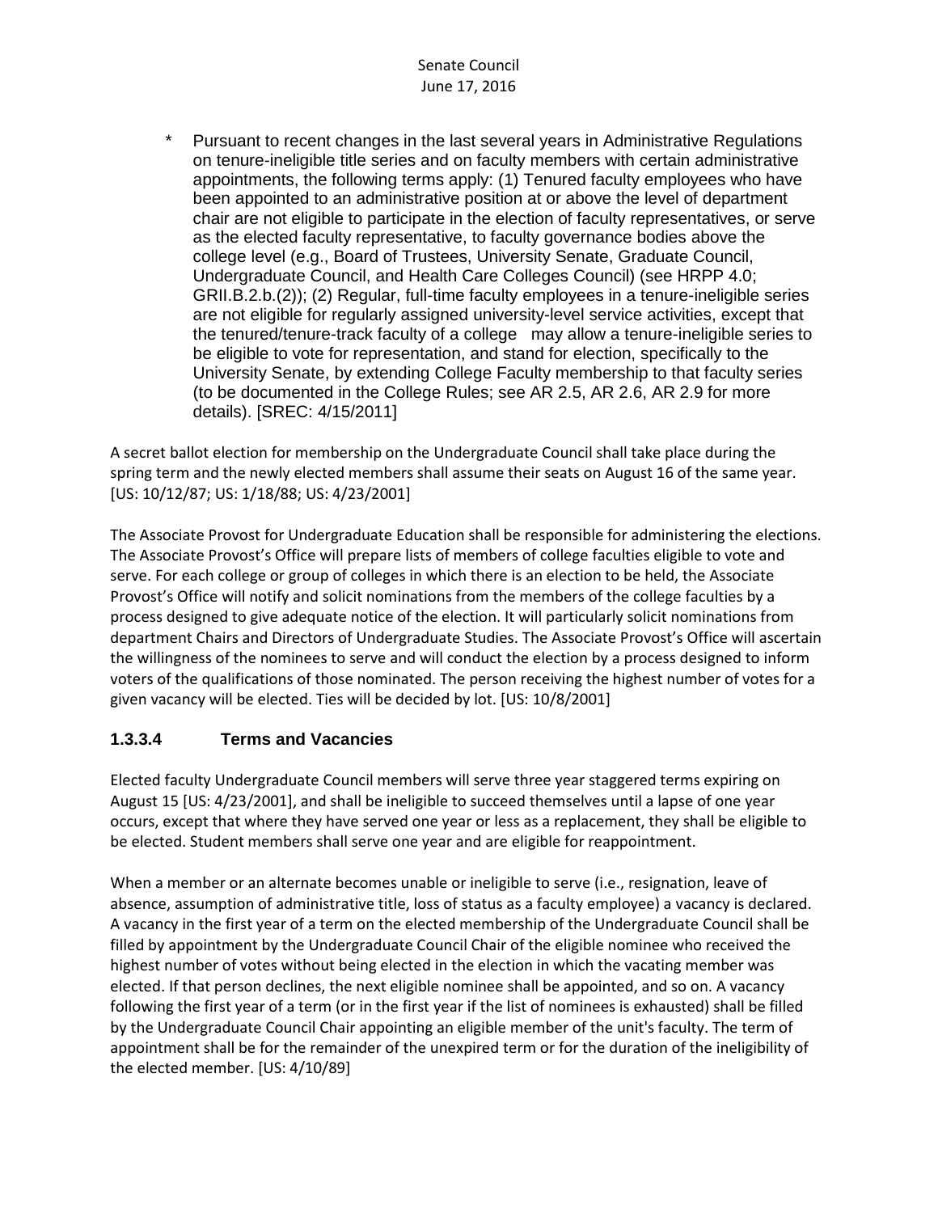\* Pursuant to recent changes in the last several years in Administrative Regulations on tenure-ineligible title series and on faculty members with certain administrative appointments, the following terms apply: (1) Tenured faculty employees who have been appointed to an administrative position at or above the level of department chair are not eligible to participate in the election of faculty representatives, or serve as the elected faculty representative, to faculty governance bodies above the college level (e.g., Board of Trustees, University Senate, Graduate Council, Undergraduate Council, and Health Care Colleges Council) (see HRPP 4.0; GRII.B.2.b.(2)); (2) Regular, full-time faculty employees in a tenure-ineligible series are not eligible for regularly assigned university-level service activities, except that the tenured/tenure-track faculty of a college may allow a tenure-ineligible series to be eligible to vote for representation, and stand for election, specifically to the University Senate, by extending College Faculty membership to that faculty series (to be documented in the College Rules; see AR 2.5, AR 2.6, AR 2.9 for more details). [SREC: 4/15/2011]

A secret ballot election for membership on the Undergraduate Council shall take place during the spring term and the newly elected members shall assume their seats on August 16 of the same year. [US: 10/12/87; US: 1/18/88; US: 4/23/2001]

The Associate Provost for Undergraduate Education shall be responsible for administering the elections. The Associate Provost's Office will prepare lists of members of college faculties eligible to vote and serve. For each college or group of colleges in which there is an election to be held, the Associate Provost's Office will notify and solicit nominations from the members of the college faculties by a process designed to give adequate notice of the election. It will particularly solicit nominations from department Chairs and Directors of Undergraduate Studies. The Associate Provost's Office will ascertain the willingness of the nominees to serve and will conduct the election by a process designed to inform voters of the qualifications of those nominated. The person receiving the highest number of votes for a given vacancy will be elected. Ties will be decided by lot. [US: 10/8/2001]

### 1.3.3.4 Terms and Vacancies

Elected faculty Undergraduate Council members will serve three year staggered terms expiring on August 15 [US: 4/23/2001], and shall be ineligible to succeed themselves until a lapse of one year occurs, except that where they have served one year or less as a replacement, they shall be eligible to be elected. Student members shall serve one year and are eligible for reappointment.

When a member or an alternate becomes unable or ineligible to serve (i.e., resignation, leave of absence, assumption of administrative title, loss of status as a faculty employee) a vacancy is declared. A vacancy in the first year of a term on the elected membership of the Undergraduate Council shall be filled by appointment by the Undergraduate Council Chair of the eligible nominee who received the highest number of votes without being elected in the election in which the vacating member was elected. If that person declines, the next eligible nominee shall be appointed, and so on. A vacancy following the first year of a term (or in the first year if the list of nominees is exhausted) shall be filled by the Undergraduate Council Chair appointing an eligible member of the unit's faculty. The term of appointment shall be for the remainder of the unexpired term or for the duration of the ineligibility of the elected member. [US: 4/10/89]